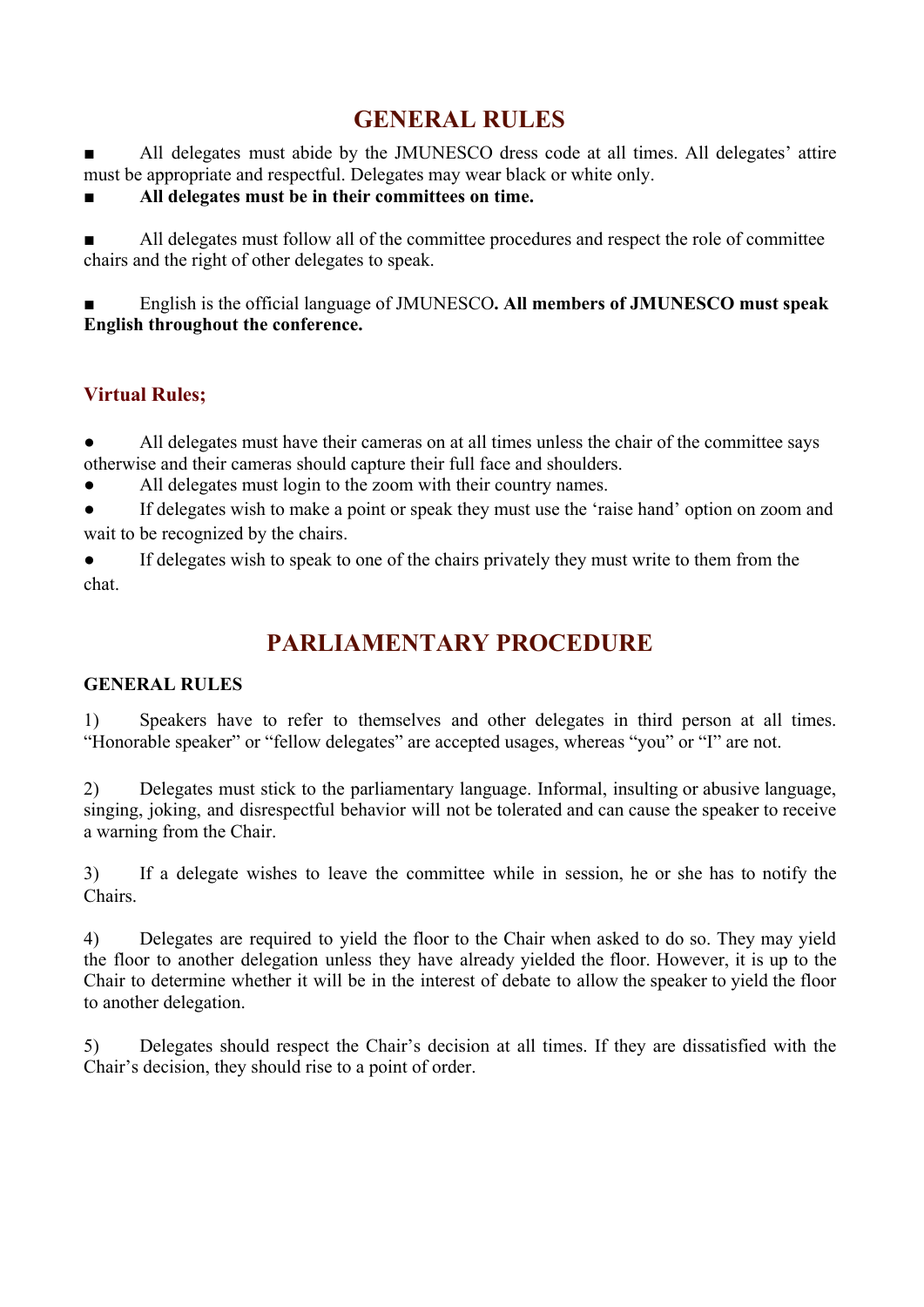# GENERAL RULES

- All delegates must abide by the JMUNESCO dress code at all times. All delegates' attire must be appropriate and respectful. Delegates may wear black or white only.
- **All delegates must be in their committees on time.**
- All delegates must follow all of the committee procedures and respect the role of committee chairs and the right of other delegates to speak.
- English is the official language of JMUNESCO**. All members of JMUNESCO must speak English throughout the conference.**

## Virtual Rules;

- All delegates must have their cameras on at all times unless the chair of the committee says otherwise and their cameras should capture their full face and shoulders.
- All delegates must login to the zoom with their country names.
- If delegates wish to make a point or speak they must use the 'raise hand' option on zoom and wait to be recognized by the chairs.
- If delegates wish to speak to one of the chairs privately they must write to them from the chat.

# PARLIAMENTARY PROCEDURE

### GENERAL RULES

1) Speakers have to refer to themselves and other delegates in third person at all times. "Honorable speaker" or "fellow delegates" are accepted usages, whereas "you" or "I" are not.

2) Delegates must stick to the parliamentary language. Informal, insulting or abusive language, singing, joking, and disrespectful behavior will not be tolerated and can cause the speaker to receive a warning from the Chair.

3) If a delegate wishes to leave the committee while in session, he or she has to notify the Chairs.

4) Delegates are required to yield the floor to the Chair when asked to do so. They may yield the floor to another delegation unless they have already yielded the floor. However, it is up to the Chair to determine whether it will be in the interest of debate to allow the speaker to yield the floor to another delegation.

5) Delegates should respect the Chair's decision at all times. If they are dissatisfied with the Chair's decision, they should rise to a point of order.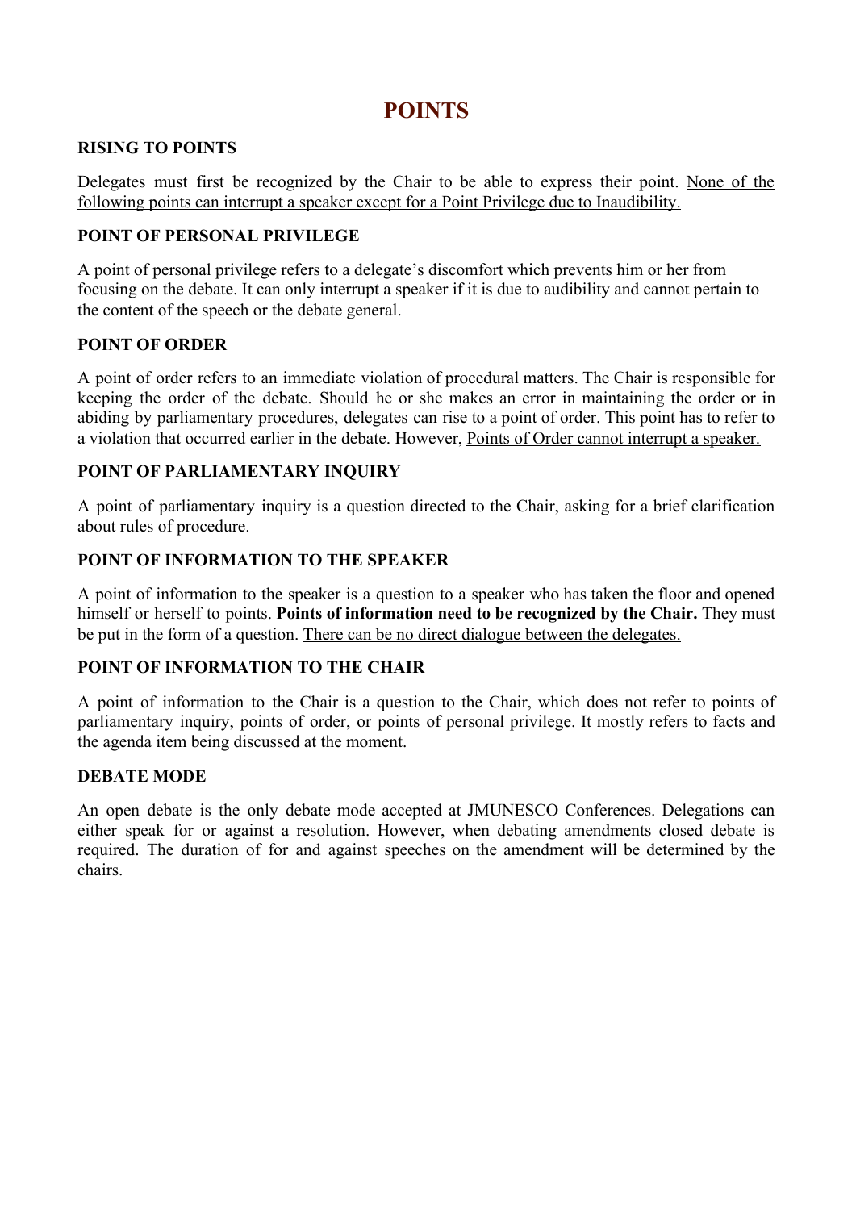# POINTS

### RISING TO POINTS

Delegates must first be recognized by the Chair to be able to express their point. <u>None of the following points can interrupt a speaker except for a Point Privilege due to Inaudibility.</u>

### POINT OF PERSONAL PRIVILEGE

A point of personal privilege refers to a delegate's discomfort which prevents him or her from focusing on the debate. It can only interrupt a speaker if it is due to audibility and cannot pertain to the content of the speech or the debate general.

### POINT OF ORDER

A point of order refers to an immediate violation of procedural matters. The Chair is responsible for keeping the order of the debate. Should he or she makes an error in maintaining the order or in abiding by parliamentary procedures, delegates can rise to a point of order. This point has to refer to a violation that occurred earlier in the debate. However, <u>Points of Order cannot interrupt a speaker.</u>

### POINT OF PARLIAMENTARY INQUIRY

A point of parliamentary inquiry is a question directed to the Chair, asking for a brief clarification about rules of procedure.

### POINT OF INFORMATION TO THE SPEAKER

A point of information to the speaker is a question to a speaker who has taken the floor and opened himself or herself to points. **Points of information need to be recognized by the Chair.** They must be put in the form of a question. <u>There can be no direct dialogue between the delegates.</u>

### POINT OF INFORMATION TO THE CHAIR

A point of information to the Chair is a question to the Chair, which does not refer to points of parliamentary inquiry, points of order, or points of personal privilege. It mostly refers to facts and the agenda item being discussed at the moment.

### DEBATE MODE

An open debate is the only debate mode accepted at JMUNESCO Conferences. Delegations can either speak for or against a resolution. However, when debating amendments closed debate is required. The duration of for and against speeches on the amendment will be determined by the chairs.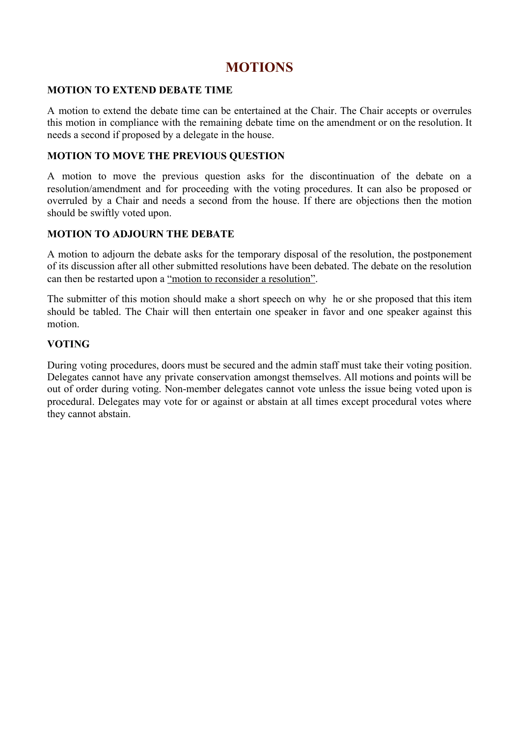# MOTIONS

### MOTION TO EXTEND DEBATE TIME

A motion to extend the debate time can be entertained at the Chair. The Chair accepts or overrules this motion in compliance with the remaining debate time on the amendment or on the resolution. It needs a second if proposed by a delegate in the house.

### MOTION TO MOVE THE PREVIOUS QUESTION

A motion to move the previous question asks for the discontinuation of the debate on a resolution/amendment and for proceeding with the voting procedures. It can also be proposed or overruled by a Chair and needs a second from the house. If there are objections then the motion should be swiftly voted upon.

### MOTION TO ADJOURN THE DEBATE

A motion to adjourn the debate asks for the temporary disposal of the resolution, the postponement of its discussion after all other submitted resolutions have been debated. The debate on the resolution can then be restarted upon a "motion to reconsider a resolution".

The submitter of this motion should make a short speech on why he or she proposed that this item should be tabled. The Chair will then entertain one speaker in favor and one speaker against this motion.

### VOTING

During voting procedures, doors must be secured and the admin staff must take their voting position. Delegates cannot have any private conservation amongst themselves. All motions and points will be out of order during voting. Non-member delegates cannot vote unless the issue being voted upon is procedural. Delegates may vote for or against or abstain at all times except procedural votes where they cannot abstain.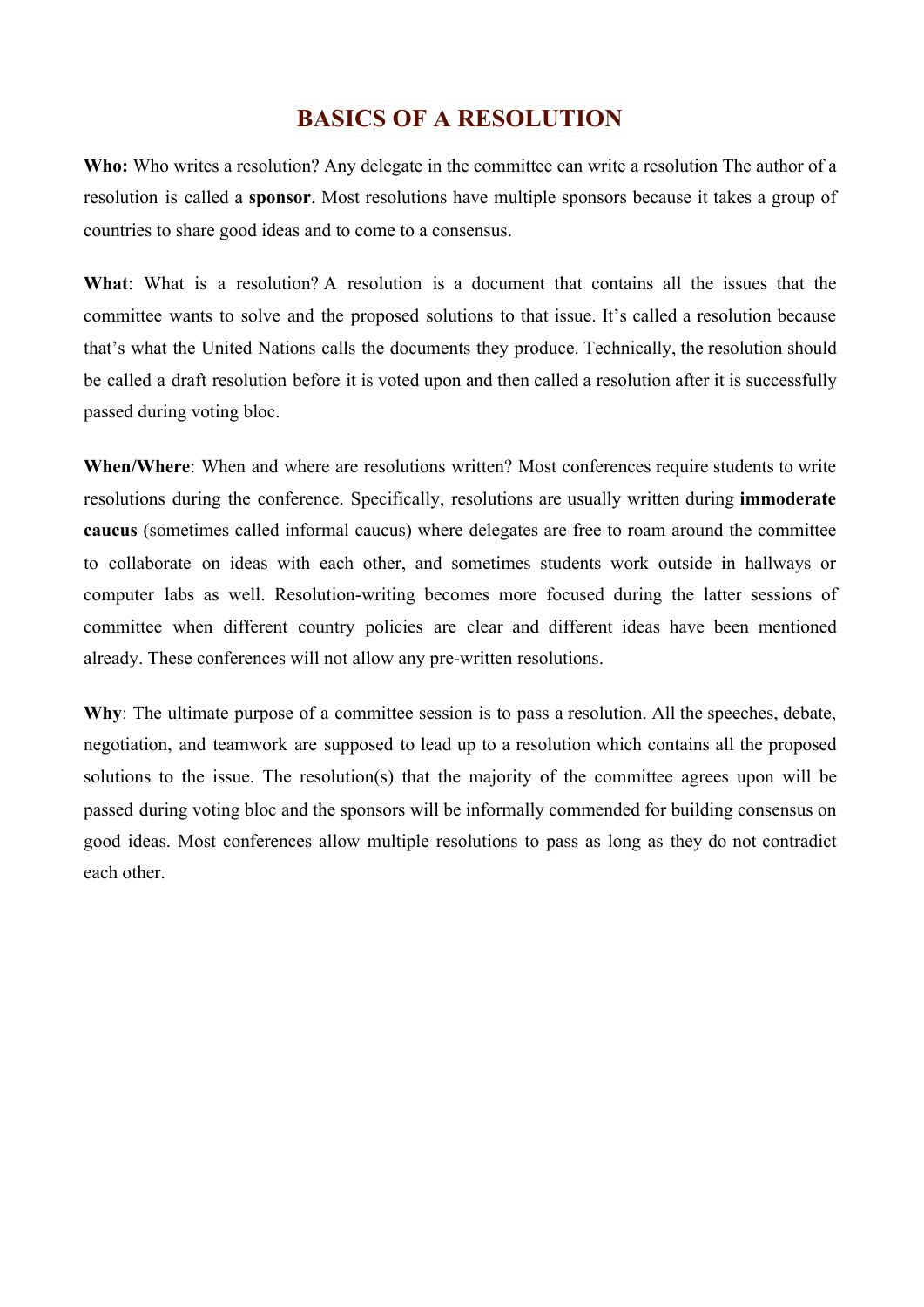# BASICS OF A RESOLUTION

**Who:** Who writes a resolution? Any delegate in the committee can write a resolution The author of a resolution is called a **sponsor**. Most resolutions have multiple sponsors because it takes a group of countries to share good ideas and to come to a consensus.

**What**: What is a resolution? A resolution is a document that contains all the issues that the committee wants to solve and the proposed solutions to that issue. It's called a resolution because that's what the United Nations calls the documents they produce. Technically, the resolution should be called a draft resolution before it is voted upon and then called a resolution after it is successfully passed during voting bloc.

**When/Where**: When and where are resolutions written? Most conferences require students to write resolutions during the conference. Specifically, resolutions are usually written during **immoderate caucus** (sometimes called informal caucus) where delegates are free to roam around the committee to collaborate on ideas with each other, and sometimes students work outside in hallways or computer labs as well. Resolution-writing becomes more focused during the latter sessions of committee when different country policies are clear and different ideas have been mentioned already. These conferences will not allow any pre-written resolutions.

**Why**: The ultimate purpose of a committee session is to pass a resolution. All the speeches, debate, negotiation, and teamwork are supposed to lead up to a resolution which contains all the proposed solutions to the issue. The resolution(s) that the majority of the committee agrees upon will be passed during voting bloc and the sponsors will be informally commended for building consensus on good ideas. Most conferences allow multiple resolutions to pass as long as they do not contradict each other.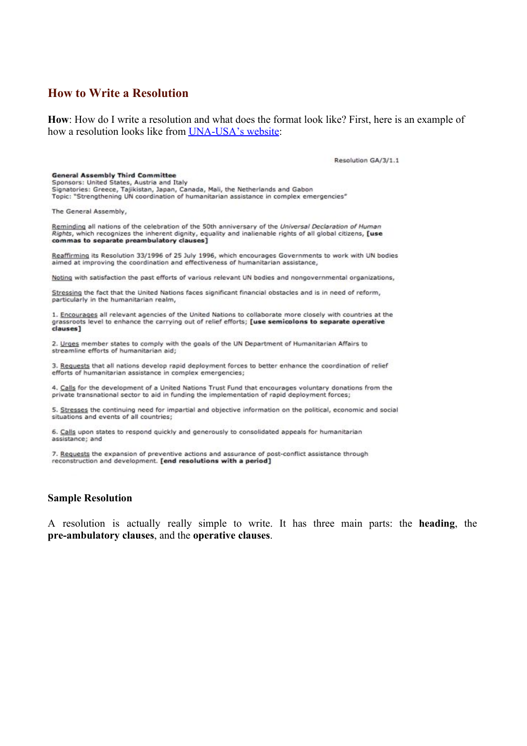## How to Write a Resolution

**How**: How do I write a resolution and what does the format look like? First, here is an example of how a resolution looks like from [UNA-USA's website](#):

Resolution GA/3/1.1

**General Assembly Third Committee**
Sponsors: United States, Austria and Italy
Signatories: Greece, Tajikistan, Japan, Canada, Mali, the Netherlands and Gabon
Topic: "Strengthening UN coordination of humanitarian assistance in complex emergencies"

The General Assembly,

Reminding all nations of the celebration of the 50th anniversary of the *Universal Declaration of Human Rights*, which recognizes the inherent dignity, equality and inalienable rights of all global citizens, **[use commas to separate preambulatory clauses]**

Reaffirming its Resolution 33/1996 of 25 July 1996, which encourages Governments to work with UN bodies aimed at improving the coordination and effectiveness of humanitarian assistance,

Noting with satisfaction the past efforts of various relevant UN bodies and nongovernmental organizations,

Stressing the fact that the United Nations faces significant financial obstacles and is in need of reform, particularly in the humanitarian realm,

1. Encourages all relevant agencies of the United Nations to collaborate more closely with countries at the grassroots level to enhance the carrying out of relief efforts; **[use semicolons to separate operative clauses]**

2. Urges member states to comply with the goals of the UN Department of Humanitarian Affairs to streamline efforts of humanitarian aid;

3. Requests that all nations develop rapid deployment forces to better enhance the coordination of relief efforts of humanitarian assistance in complex emergencies;

4. Calls for the development of a United Nations Trust Fund that encourages voluntary donations from the private transnational sector to aid in funding the implementation of rapid deployment forces;

5. Stresses the continuing need for impartial and objective information on the political, economic and social situations and events of all countries;

6. Calls upon states to respond quickly and generously to consolidated appeals for humanitarian assistance; and

7. Requests the expansion of preventive actions and assurance of post-conflict assistance through reconstruction and development. **[end resolutions with a period]**

### Sample Resolution

A resolution is actually really simple to write. It has three main parts: the **heading**, the **pre-ambulatory clauses**, and the **operative clauses**.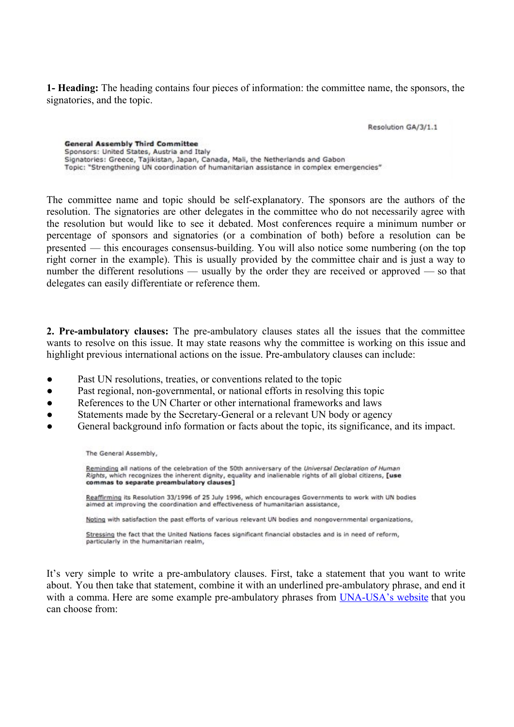**1- Heading:** The heading contains four pieces of information: the committee name, the sponsors, the signatories, and the topic.

Resolution GA/3/1.1

**General Assembly Third Committee**
Sponsors: United States, Austria and Italy
Signatories: Greece, Tajikistan, Japan, Canada, Mali, the Netherlands and Gabon
Topic: "Strengthening UN coordination of humanitarian assistance in complex emergencies"

The committee name and topic should be self-explanatory. The sponsors are the authors of the resolution. The signatories are other delegates in the committee who do not necessarily agree with the resolution but would like to see it debated. Most conferences require a minimum number or percentage of sponsors and signatories (or a combination of both) before a resolution can be presented — this encourages consensus-building. You will also notice some numbering (on the top right corner in the example). This is usually provided by the committee chair and is just a way to number the different resolutions — usually by the order they are received or approved — so that delegates can easily differentiate or reference them.

**2. Pre-ambulatory clauses:** The pre-ambulatory clauses states all the issues that the committee wants to resolve on this issue. It may state reasons why the committee is working on this issue and highlight previous international actions on the issue. Pre-ambulatory clauses can include:

- Past UN resolutions, treaties, or conventions related to the topic
- Past regional, non-governmental, or national efforts in resolving this topic
- References to the UN Charter or other international frameworks and laws
- Statements made by the Secretary-General or a relevant UN body or agency
- General background info formation or facts about the topic, its significance, and its impact.

The General Assembly,

<u>Reminding</u> all nations of the celebration of the 50th anniversary of the *Universal Declaration of Human Rights*, which recognizes the inherent dignity, equality and inalienable rights of all global citizens, **[use commas to separate preambulatory clauses]**

<u>Reaffirming</u> its Resolution 33/1996 of 25 July 1996, which encourages Governments to work with UN bodies aimed at improving the coordination and effectiveness of humanitarian assistance,

<u>Noting</u> with satisfaction the past efforts of various relevant UN bodies and nongovernmental organizations,

<u>Stressing</u> the fact that the United Nations faces significant financial obstacles and is in need of reform, particularly in the humanitarian realm,

It's very simple to write a pre-ambulatory clauses. First, take a statement that you want to write about. You then take that statement, combine it with an underlined pre-ambulatory phrase, and end it with a comma. Here are some example pre-ambulatory phrases from UNA-USA's website that you can choose from: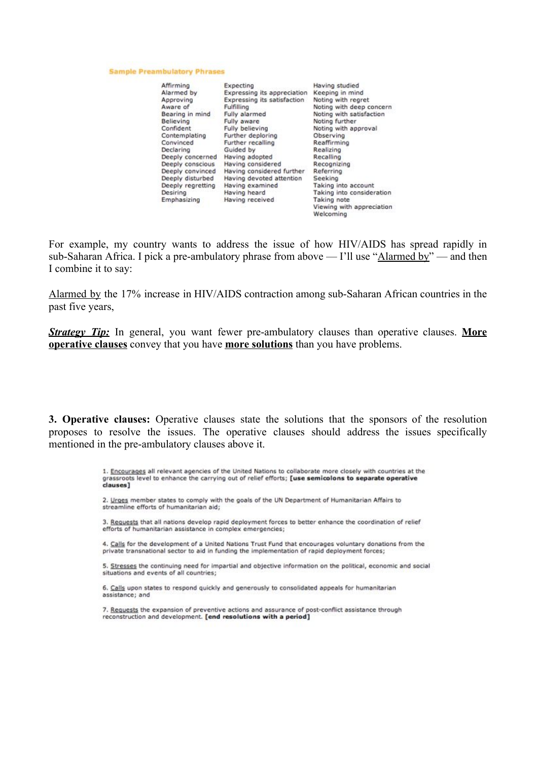**Sample Preambulatory Phrases**

| | | |
|---|---|---|
| Affirming | Expecting | Having studied |
| Alarmed by | Expressing its appreciation | Keeping in mind |
| Approving | Expressing its satisfaction | Noting with regret |
| Aware of | Fulfilling | Noting with deep concern |
| Bearing in mind | Fully alarmed | Noting with satisfaction |
| Believing | Fully aware | Noting further |
| Confident | Fully believing | Noting with approval |
| Contemplating | Further deploring | Observing |
| Convinced | Further recalling | Reaffirming |
| Declaring | Guided by | Realizing |
| Deeply concerned | Having adopted | Recalling |
| Deeply conscious | Having considered | Recognizing |
| Deeply convinced | Having considered further | Referring |
| Deeply disturbed | Having devoted attention | Seeking |
| Deeply regretting | Having examined | Taking into account |
| Desiring | Having heard | Taking into consideration |
| Emphasizing | Having received | Taking note |
| | | Viewing with appreciation |
| | | Welcoming |

For example, my country wants to address the issue of how HIV/AIDS has spread rapidly in sub-Saharan Africa. I pick a pre-ambulatory phrase from above — I'll use "Alarmed by" — and then I combine it to say:

Alarmed by the 17% increase in HIV/AIDS contraction among sub-Saharan African countries in the past five years,

***Strategy Tip:*** In general, you want fewer pre-ambulatory clauses than operative clauses. **More operative clauses** convey that you have **more solutions** than you have problems.

**3. Operative clauses:** Operative clauses state the solutions that the sponsors of the resolution proposes to resolve the issues. The operative clauses should address the issues specifically mentioned in the pre-ambulatory clauses above it.

1. Encourages all relevant agencies of the United Nations to collaborate more closely with countries at the grassroots level to enhance the carrying out of relief efforts; **[use semicolons to separate operative clauses]**

2. Urges member states to comply with the goals of the UN Department of Humanitarian Affairs to streamline efforts of humanitarian aid;

3. Requests that all nations develop rapid deployment forces to better enhance the coordination of relief efforts of humanitarian assistance in complex emergencies;

4. Calls for the development of a United Nations Trust Fund that encourages voluntary donations from the private transnational sector to aid in funding the implementation of rapid deployment forces;

5. Stresses the continuing need for impartial and objective information on the political, economic and social situations and events of all countries;

6. Calls upon states to respond quickly and generously to consolidated appeals for humanitarian assistance; and

7. Requests the expansion of preventive actions and assurance of post-conflict assistance through reconstruction and development. **[end resolutions with a period]**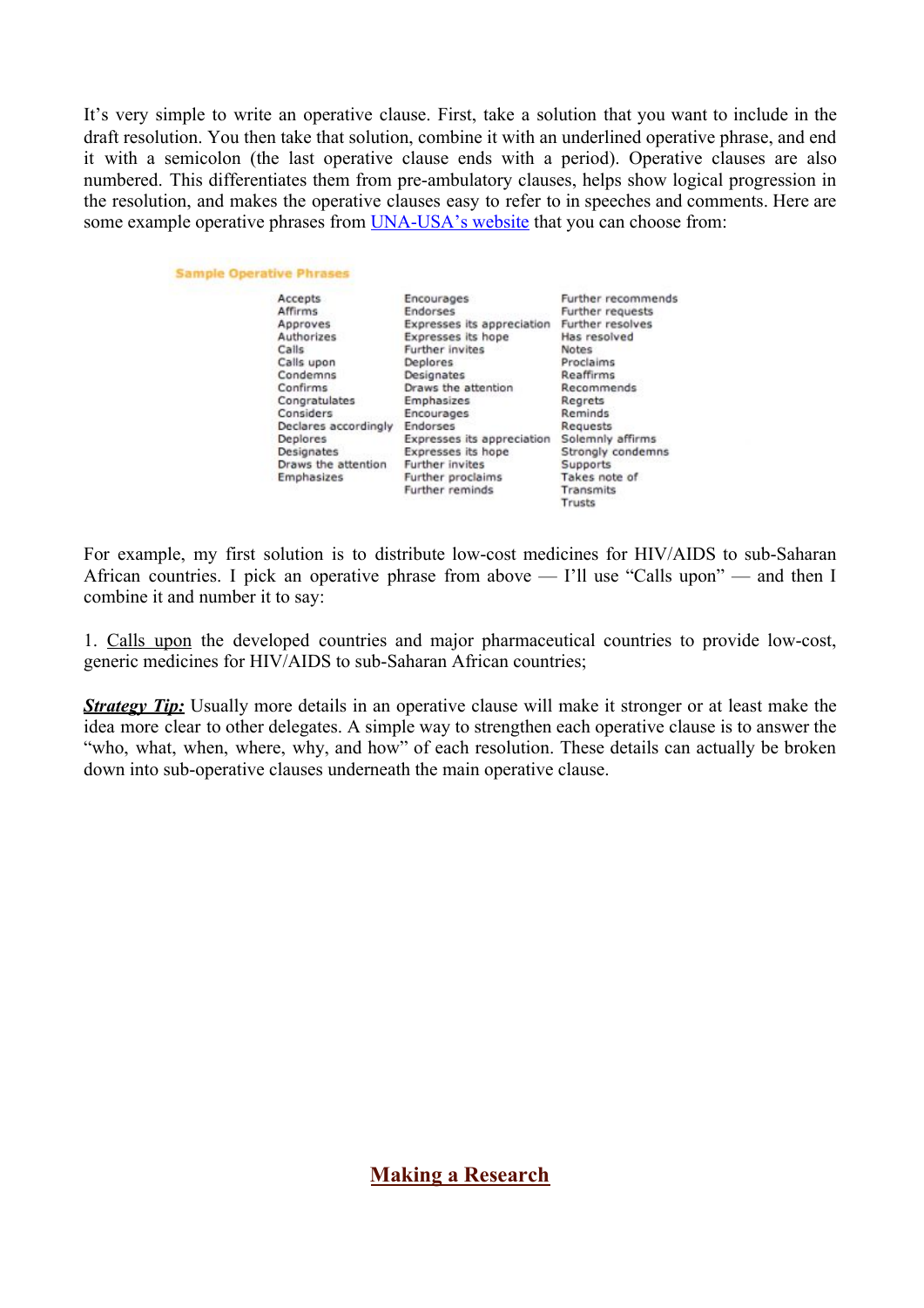It's very simple to write an operative clause. First, take a solution that you want to include in the draft resolution. You then take that solution, combine it with an underlined operative phrase, and end it with a semicolon (the last operative clause ends with a period). Operative clauses are also numbered. This differentiates them from pre-ambulatory clauses, helps show logical progression in the resolution, and makes the operative clauses easy to refer to in speeches and comments. Here are some example operative phrases from [UNA-USA's website]() that you can choose from:

**Sample Operative Phrases**

| | | |
|---|---|---|
| Accepts | Encourages | Further recommends |
| Affirms | Endorses | Further requests |
| Approves | Expresses its appreciation | Further resolves |
| Authorizes | Expresses its hope | Has resolved |
| Calls | Further invites | Notes |
| Calls upon | Deplores | Proclaims |
| Condemns | Designates | Reaffirms |
| Confirms | Draws the attention | Recommends |
| Congratulates | Emphasizes | Regrets |
| Considers | Encourages | Reminds |
| Declares accordingly | Endorses | Requests |
| Deplores | Expresses its appreciation | Solemnly affirms |
| Designates | Expresses its hope | Strongly condemns |
| Draws the attention | Further invites | Supports |
| Emphasizes | Further proclaims | Takes note of |
| | Further reminds | Transmits |
| | | Trusts |

For example, my first solution is to distribute low-cost medicines for HIV/AIDS to sub-Saharan African countries. I pick an operative phrase from above — I'll use "Calls upon" — and then I combine it and number it to say:

1. <u>Calls upon</u> the developed countries and major pharmaceutical countries to provide low-cost, generic medicines for HIV/AIDS to sub-Saharan African countries;

***<u>Strategy Tip:</u>*** Usually more details in an operative clause will make it stronger or at least make the idea more clear to other delegates. A simple way to strengthen each operative clause is to answer the "who, what, when, where, why, and how" of each resolution. These details can actually be broken down into sub-operative clauses underneath the main operative clause.

## <u>Making a Research</u>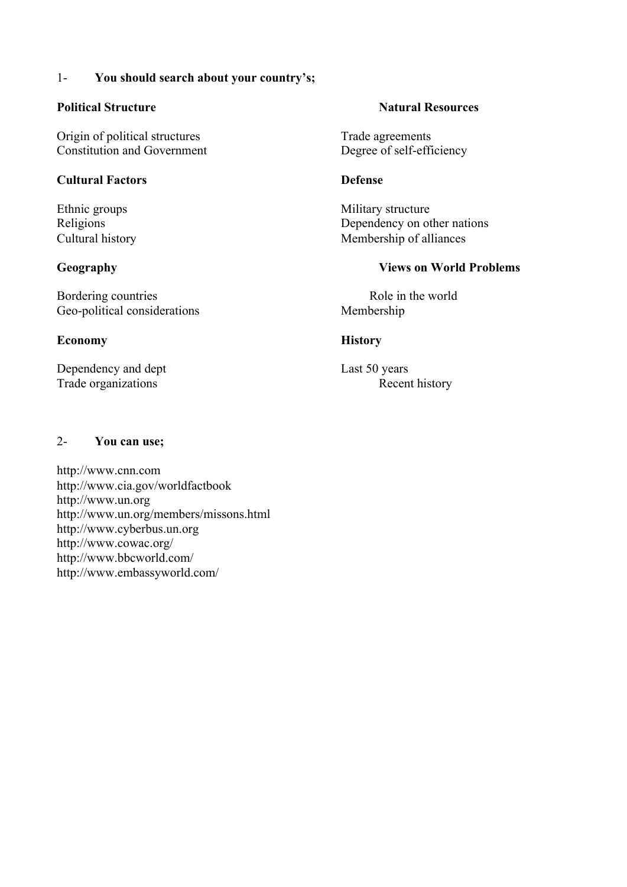1- **You should search about your country's;**

**Political Structure**

Origin of political structures
Constitution and Government

**Cultural Factors**

Ethnic groups
Religions
Cultural history

**Geography**

Bordering countries
Geo-political considerations

**Economy**

Dependency and dept
Trade organizations

**Natural Resources**

Trade agreements
Degree of self-efficiency

**Defense**

Military structure
Dependency on other nations
Membership of alliances

**Views on World Problems**

Role in the world
Membership

**History**

Last 50 years
Recent history

2- **You can use;**

http://www.cnn.com
http://www.cia.gov/worldfactbook
http://www.un.org
http://www.un.org/members/missons.html
http://www.cyberbus.un.org
http://www.cowac.org/
http://www.bbcworld.com/
http://www.embassyworld.com/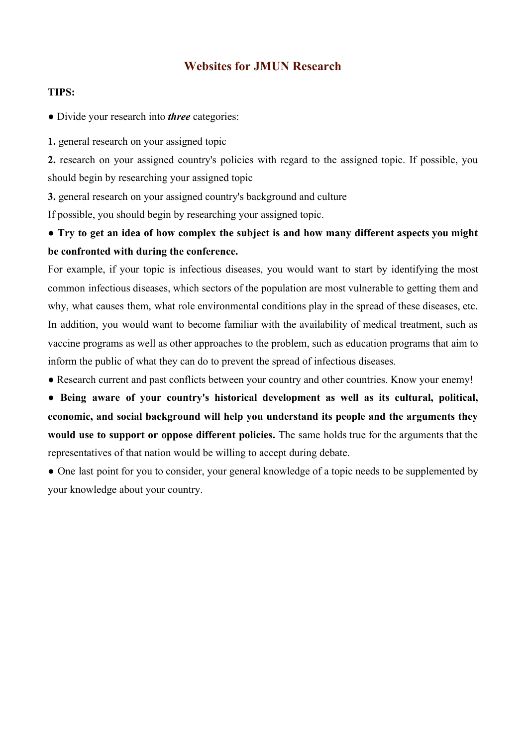# Websites for JMUN Research

**TIPS:**

● Divide your research into ***three*** categories:

**1.** general research on your assigned topic

**2.** research on your assigned country's policies with regard to the assigned topic. If possible, you should begin by researching your assigned topic

**3.** general research on your assigned country's background and culture

If possible, you should begin by researching your assigned topic.

**● Try to get an idea of how complex the subject is and how many different aspects you might be confronted with during the conference.**

For example, if your topic is infectious diseases, you would want to start by identifying the most common infectious diseases, which sectors of the population are most vulnerable to getting them and why, what causes them, what role environmental conditions play in the spread of these diseases, etc. In addition, you would want to become familiar with the availability of medical treatment, such as vaccine programs as well as other approaches to the problem, such as education programs that aim to inform the public of what they can do to prevent the spread of infectious diseases.

● Research current and past conflicts between your country and other countries. Know your enemy!

**● Being aware of your country's historical development as well as its cultural, political, economic, and social background will help you understand its people and the arguments they would use to support or oppose different policies.** The same holds true for the arguments that the representatives of that nation would be willing to accept during debate.

● One last point for you to consider, your general knowledge of a topic needs to be supplemented by your knowledge about your country.